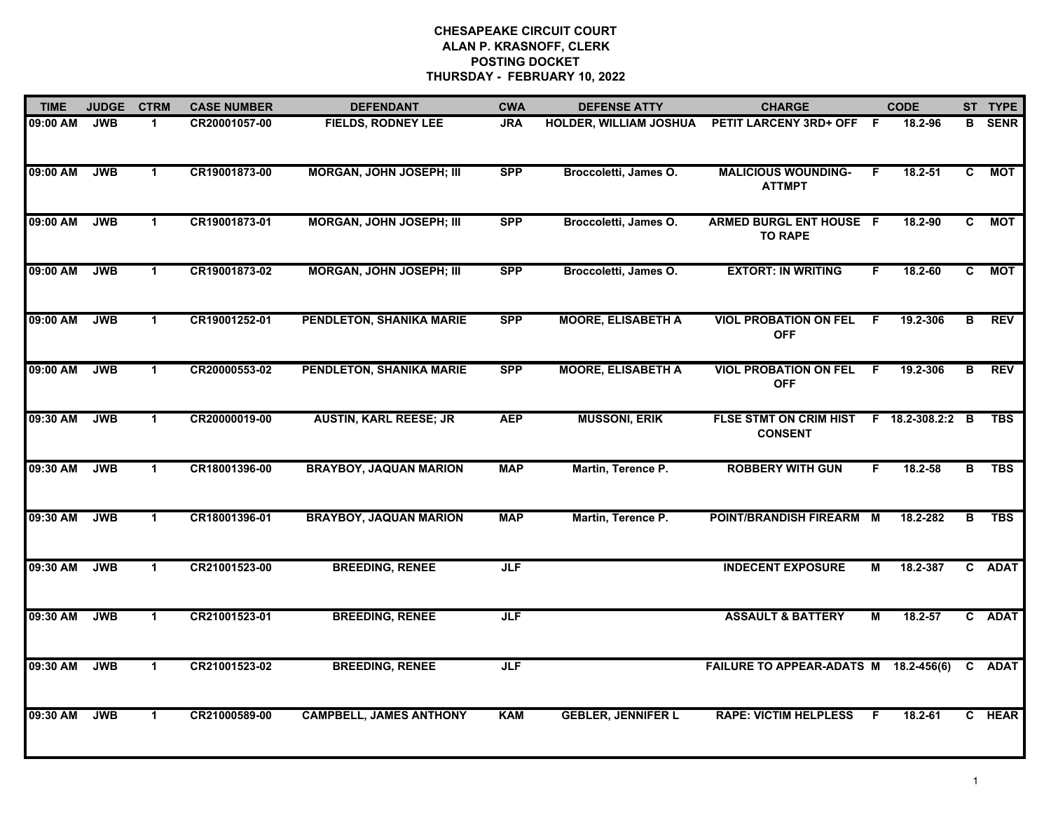# CHESAPEAKE CIRCUIT COURT
## ALAN P. KRASNOFF, CLERK
## POSTING DOCKET
## THURSDAY - FEBRUARY 10, 2022

| TIME | JUDGE | CTRM | CASE NUMBER | DEFENDANT | CWA | DEFENSE ATTY | CHARGE | | CODE | ST | TYPE |
|---|---|---|---|---|---|---|---|---|---|---|---|
| 09:00 AM | JWB | 1 | CR20001057-00 | FIELDS, RODNEY LEE | JRA | HOLDER, WILLIAM JOSHUA | PETIT LARCENY 3RD+ OFF | F | 18.2-96 | B | SENR |
| 09:00 AM | JWB | 1 | CR19001873-00 | MORGAN, JOHN JOSEPH; III | SPP | Broccoletti, James O. | MALICIOUS WOUNDING-ATTMPT | F | 18.2-51 | C | MOT |
| 09:00 AM | JWB | 1 | CR19001873-01 | MORGAN, JOHN JOSEPH; III | SPP | Broccoletti, James O. | ARMED BURGL ENT HOUSE TO RAPE | F | 18.2-90 | C | MOT |
| 09:00 AM | JWB | 1 | CR19001873-02 | MORGAN, JOHN JOSEPH; III | SPP | Broccoletti, James O. | EXTORT: IN WRITING | F | 18.2-60 | C | MOT |
| 09:00 AM | JWB | 1 | CR19001252-01 | PENDLETON, SHANIKA MARIE | SPP | MOORE, ELISABETH A | VIOL PROBATION ON FEL OFF | F | 19.2-306 | B | REV |
| 09:00 AM | JWB | 1 | CR20000553-02 | PENDLETON, SHANIKA MARIE | SPP | MOORE, ELISABETH A | VIOL PROBATION ON FEL OFF | F | 19.2-306 | B | REV |
| 09:30 AM | JWB | 1 | CR20000019-00 | AUSTIN, KARL REESE; JR | AEP | MUSSONI, ERIK | FLSE STMT ON CRIM HIST CONSENT | F | 18.2-308.2:2 | B | TBS |
| 09:30 AM | JWB | 1 | CR18001396-00 | BRAYBOY, JAQUAN MARION | MAP | Martin, Terence P. | ROBBERY WITH GUN | F | 18.2-58 | B | TBS |
| 09:30 AM | JWB | 1 | CR18001396-01 | BRAYBOY, JAQUAN MARION | MAP | Martin, Terence P. | POINT/BRANDISH FIREARM | M | 18.2-282 | B | TBS |
| 09:30 AM | JWB | 1 | CR21001523-00 | BREEDING, RENEE | JLF | | INDECENT EXPOSURE | M | 18.2-387 | C | ADAT |
| 09:30 AM | JWB | 1 | CR21001523-01 | BREEDING, RENEE | JLF | | ASSAULT & BATTERY | M | 18.2-57 | C | ADAT |
| 09:30 AM | JWB | 1 | CR21001523-02 | BREEDING, RENEE | JLF | | FAILURE TO APPEAR-ADATS | M | 18.2-456(6) | C | ADAT |
| 09:30 AM | JWB | 1 | CR21000589-00 | CAMPBELL, JAMES ANTHONY | KAM | GEBLER, JENNIFER L | RAPE: VICTIM HELPLESS | F | 18.2-61 | C | HEAR |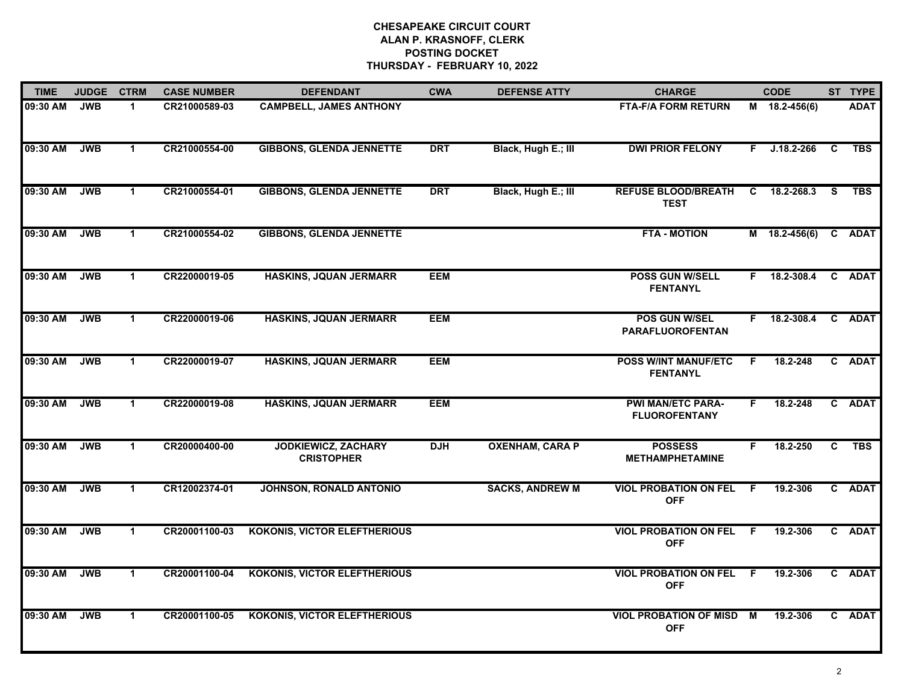**CHESAPEAKE CIRCUIT COURT**
**ALAN P. KRASNOFF, CLERK**
**POSTING DOCKET**
**THURSDAY - FEBRUARY 10, 2022**

| TIME | JUDGE | CTRM | CASE NUMBER | DEFENDANT | CWA | DEFENSE ATTY | CHARGE | | CODE | ST | TYPE |
|---|---|---|---|---|---|---|---|---|---|---|---|
| 09:30 AM | JWB | 1 | CR21000589-03 | CAMPBELL, JAMES ANTHONY | | | FTA-F/A FORM RETURN | M | 18.2-456(6) | | ADAT |
| 09:30 AM | JWB | 1 | CR21000554-00 | GIBBONS, GLENDA JENNETTE | DRT | Black, Hugh E.; III | DWI PRIOR FELONY | F | J.18.2-266 | C | TBS |
| 09:30 AM | JWB | 1 | CR21000554-01 | GIBBONS, GLENDA JENNETTE | DRT | Black, Hugh E.; III | REFUSE BLOOD/BREATH TEST | C | 18.2-268.3 | S | TBS |
| 09:30 AM | JWB | 1 | CR21000554-02 | GIBBONS, GLENDA JENNETTE | | | FTA - MOTION | M | 18.2-456(6) | C | ADAT |
| 09:30 AM | JWB | 1 | CR22000019-05 | HASKINS, JQUAN JERMARR | EEM | | POSS GUN W/SELL FENTANYL | F | 18.2-308.4 | C | ADAT |
| 09:30 AM | JWB | 1 | CR22000019-06 | HASKINS, JQUAN JERMARR | EEM | | POS GUN W/SEL PARAFLUOROFENTAN | F | 18.2-308.4 | C | ADAT |
| 09:30 AM | JWB | 1 | CR22000019-07 | HASKINS, JQUAN JERMARR | EEM | | POSS W/INT MANUF/ETC FENTANYL | F | 18.2-248 | C | ADAT |
| 09:30 AM | JWB | 1 | CR22000019-08 | HASKINS, JQUAN JERMARR | EEM | | PWI MAN/ETC PARA-FLUOROFENTANY | F | 18.2-248 | C | ADAT |
| 09:30 AM | JWB | 1 | CR20000400-00 | JODKIEWICZ, ZACHARY CRISTOPHER | DJH | OXENHAM, CARA P | POSSESS METHAMPHETAMINE | F | 18.2-250 | C | TBS |
| 09:30 AM | JWB | 1 | CR12002374-01 | JOHNSON, RONALD ANTONIO | | SACKS, ANDREW M | VIOL PROBATION ON FEL OFF | F | 19.2-306 | C | ADAT |
| 09:30 AM | JWB | 1 | CR20001100-03 | KOKONIS, VICTOR ELEFTHERIOUS | | | VIOL PROBATION ON FEL OFF | F | 19.2-306 | C | ADAT |
| 09:30 AM | JWB | 1 | CR20001100-04 | KOKONIS, VICTOR ELEFTHERIOUS | | | VIOL PROBATION ON FEL OFF | F | 19.2-306 | C | ADAT |
| 09:30 AM | JWB | 1 | CR20001100-05 | KOKONIS, VICTOR ELEFTHERIOUS | | | VIOL PROBATION OF MISD OFF | M | 19.2-306 | C | ADAT |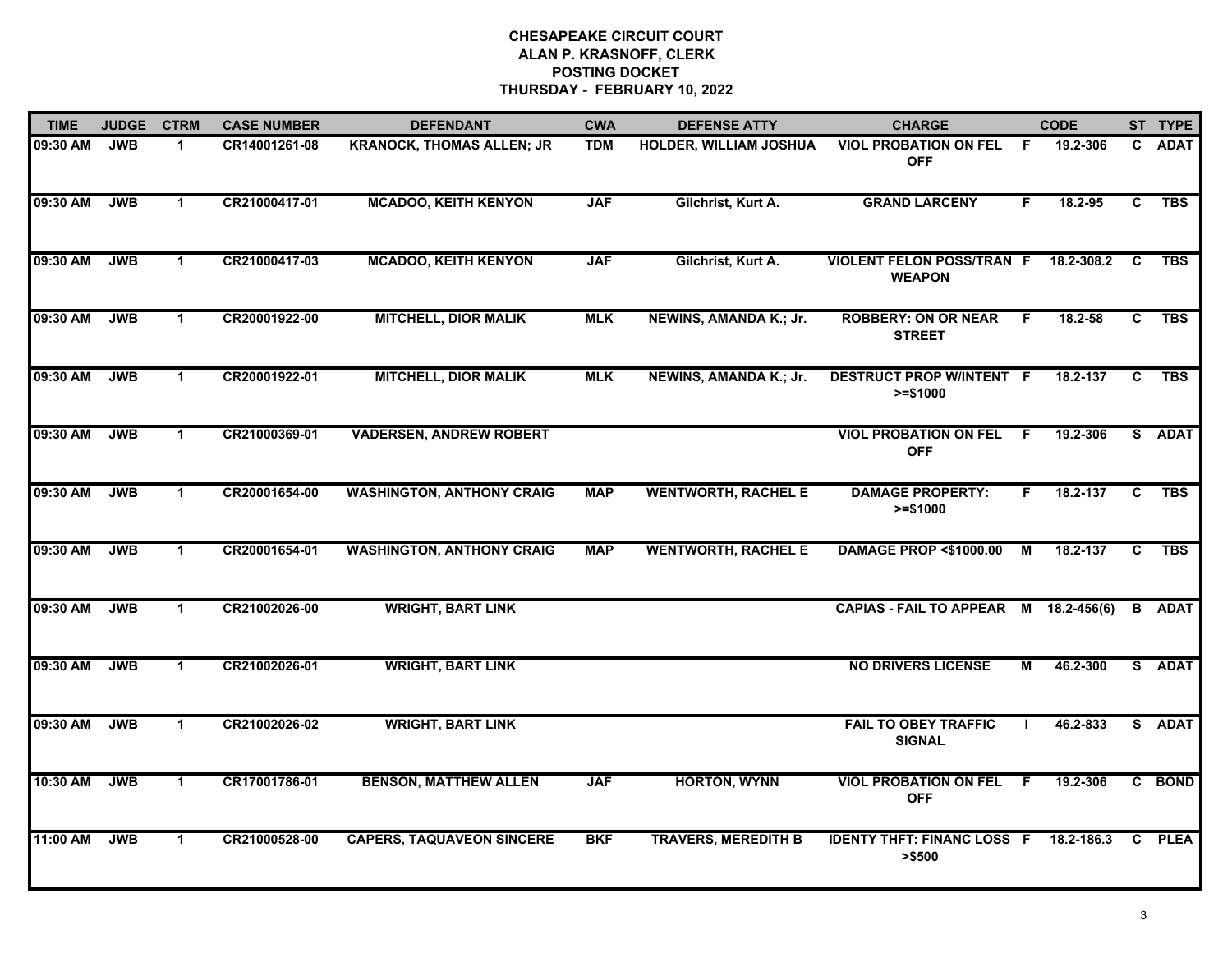# CHESAPEAKE CIRCUIT COURT
## ALAN P. KRASNOFF, CLERK
## POSTING DOCKET
## THURSDAY - FEBRUARY 10, 2022

| TIME | JUDGE | CTRM | CASE NUMBER | DEFENDANT | CWA | DEFENSE ATTY | CHARGE | | CODE | ST | TYPE |
|---|---|---|---|---|---|---|---|---|---|---|---|
| 09:30 AM | JWB | 1 | CR14001261-08 | KRANOCK, THOMAS ALLEN; JR | TDM | HOLDER, WILLIAM JOSHUA | VIOL PROBATION ON FEL OFF | F | 19.2-306 | C | ADAT |
| 09:30 AM | JWB | 1 | CR21000417-01 | MCADOO, KEITH KENYON | JAF | Gilchrist, Kurt A. | GRAND LARCENY | F | 18.2-95 | C | TBS |
| 09:30 AM | JWB | 1 | CR21000417-03 | MCADOO, KEITH KENYON | JAF | Gilchrist, Kurt A. | VIOLENT FELON POSS/TRAN WEAPON | F | 18.2-308.2 | C | TBS |
| 09:30 AM | JWB | 1 | CR20001922-00 | MITCHELL, DIOR MALIK | MLK | NEWINS, AMANDA K.; Jr. | ROBBERY: ON OR NEAR STREET | F | 18.2-58 | C | TBS |
| 09:30 AM | JWB | 1 | CR20001922-01 | MITCHELL, DIOR MALIK | MLK | NEWINS, AMANDA K.; Jr. | DESTRUCT PROP W/INTENT >=$1000 | F | 18.2-137 | C | TBS |
| 09:30 AM | JWB | 1 | CR21000369-01 | VADERSEN, ANDREW ROBERT | | | VIOL PROBATION ON FEL OFF | F | 19.2-306 | S | ADAT |
| 09:30 AM | JWB | 1 | CR20001654-00 | WASHINGTON, ANTHONY CRAIG | MAP | WENTWORTH, RACHEL E | DAMAGE PROPERTY: >=$1000 | F | 18.2-137 | C | TBS |
| 09:30 AM | JWB | 1 | CR20001654-01 | WASHINGTON, ANTHONY CRAIG | MAP | WENTWORTH, RACHEL E | DAMAGE PROP <$1000.00 | M | 18.2-137 | C | TBS |
| 09:30 AM | JWB | 1 | CR21002026-00 | WRIGHT, BART LINK | | | CAPIAS - FAIL TO APPEAR | M | 18.2-456(6) | B | ADAT |
| 09:30 AM | JWB | 1 | CR21002026-01 | WRIGHT, BART LINK | | | NO DRIVERS LICENSE | M | 46.2-300 | S | ADAT |
| 09:30 AM | JWB | 1 | CR21002026-02 | WRIGHT, BART LINK | | | FAIL TO OBEY TRAFFIC SIGNAL | I | 46.2-833 | S | ADAT |
| 10:30 AM | JWB | 1 | CR17001786-01 | BENSON, MATTHEW ALLEN | JAF | HORTON, WYNN | VIOL PROBATION ON FEL OFF | F | 19.2-306 | C | BOND |
| 11:00 AM | JWB | 1 | CR21000528-00 | CAPERS, TAQUAVEON SINCERE | BKF | TRAVERS, MEREDITH B | IDENTY THFT: FINANC LOSS >$500 | F | 18.2-186.3 | C | PLEA |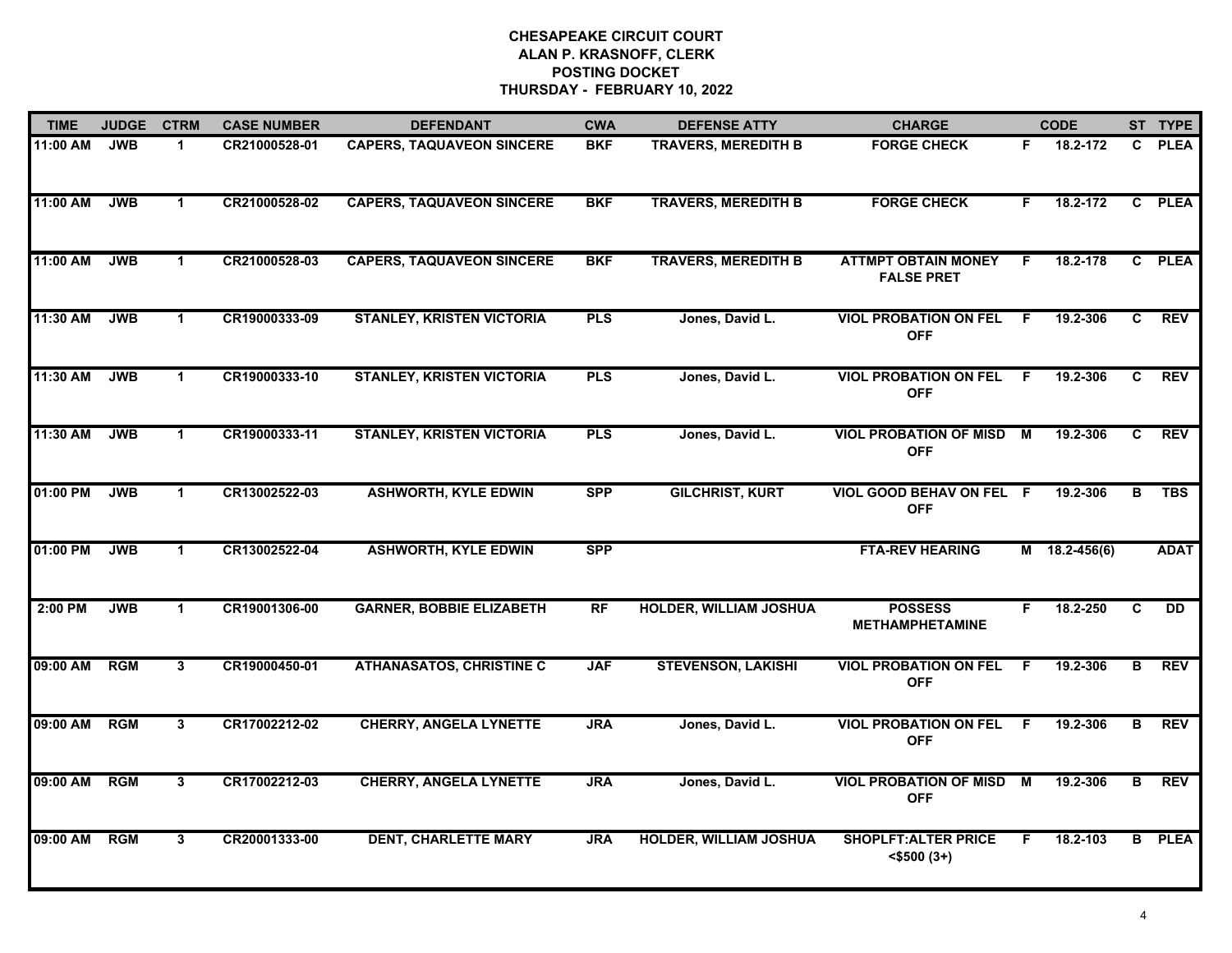# CHESAPEAKE CIRCUIT COURT
## ALAN P. KRASNOFF, CLERK
## POSTING DOCKET
## THURSDAY - FEBRUARY 10, 2022

| TIME | JUDGE | CTRM | CASE NUMBER | DEFENDANT | CWA | DEFENSE ATTY | CHARGE | | CODE | ST | TYPE |
|---|---|---|---|---|---|---|---|---|---|---|---|
| 11:00 AM | JWB | 1 | CR21000528-01 | CAPERS, TAQUAVEON SINCERE | BKF | TRAVERS, MEREDITH B | FORGE CHECK | F | 18.2-172 | C | PLEA |
| 11:00 AM | JWB | 1 | CR21000528-02 | CAPERS, TAQUAVEON SINCERE | BKF | TRAVERS, MEREDITH B | FORGE CHECK | F | 18.2-172 | C | PLEA |
| 11:00 AM | JWB | 1 | CR21000528-03 | CAPERS, TAQUAVEON SINCERE | BKF | TRAVERS, MEREDITH B | ATTMPT OBTAIN MONEY FALSE PRET | F | 18.2-178 | C | PLEA |
| 11:30 AM | JWB | 1 | CR19000333-09 | STANLEY, KRISTEN VICTORIA | PLS | Jones, David L. | VIOL PROBATION ON FEL OFF | F | 19.2-306 | C | REV |
| 11:30 AM | JWB | 1 | CR19000333-10 | STANLEY, KRISTEN VICTORIA | PLS | Jones, David L. | VIOL PROBATION ON FEL OFF | F | 19.2-306 | C | REV |
| 11:30 AM | JWB | 1 | CR19000333-11 | STANLEY, KRISTEN VICTORIA | PLS | Jones, David L. | VIOL PROBATION OF MISD OFF | M | 19.2-306 | C | REV |
| 01:00 PM | JWB | 1 | CR13002522-03 | ASHWORTH, KYLE EDWIN | SPP | GILCHRIST, KURT | VIOL GOOD BEHAV ON FEL OFF | F | 19.2-306 | B | TBS |
| 01:00 PM | JWB | 1 | CR13002522-04 | ASHWORTH, KYLE EDWIN | SPP | | FTA-REV HEARING | M | 18.2-456(6) | | ADAT |
| 2:00 PM | JWB | 1 | CR19001306-00 | GARNER, BOBBIE ELIZABETH | RF | HOLDER, WILLIAM JOSHUA | POSSESS METHAMPHETAMINE | F | 18.2-250 | C | DD |
| 09:00 AM | RGM | 3 | CR19000450-01 | ATHANASATOS, CHRISTINE C | JAF | STEVENSON, LAKISHI | VIOL PROBATION ON FEL OFF | F | 19.2-306 | B | REV |
| 09:00 AM | RGM | 3 | CR17002212-02 | CHERRY, ANGELA LYNETTE | JRA | Jones, David L. | VIOL PROBATION ON FEL OFF | F | 19.2-306 | B | REV |
| 09:00 AM | RGM | 3 | CR17002212-03 | CHERRY, ANGELA LYNETTE | JRA | Jones, David L. | VIOL PROBATION OF MISD OFF | M | 19.2-306 | B | REV |
| 09:00 AM | RGM | 3 | CR20001333-00 | DENT, CHARLETTE MARY | JRA | HOLDER, WILLIAM JOSHUA | SHOPLFT:ALTER PRICE <$500 (3+) | F | 18.2-103 | B | PLEA |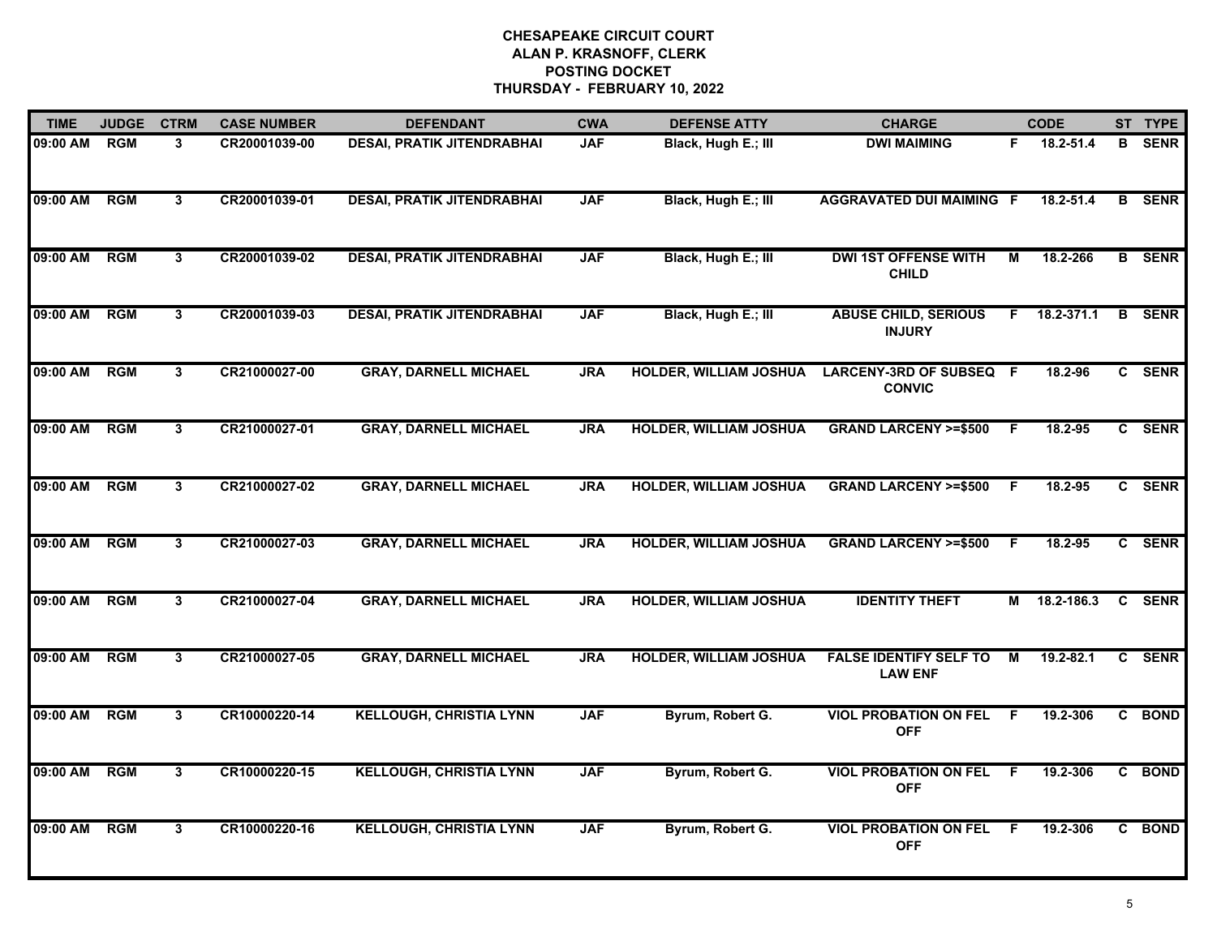**CHESAPEAKE CIRCUIT COURT**
**ALAN P. KRASNOFF, CLERK**
**POSTING DOCKET**
**THURSDAY - FEBRUARY 10, 2022**

| TIME | JUDGE | CTRM | CASE NUMBER | DEFENDANT | CWA | DEFENSE ATTY | CHARGE | | CODE | ST | TYPE |
|---|---|---|---|---|---|---|---|---|---|---|---|
| 09:00 AM | RGM | 3 | CR20001039-00 | DESAI, PRATIK JITENDRABHAI | JAF | Black, Hugh E.; III | DWI MAIMING | F | 18.2-51.4 | B | SENR |
| 09:00 AM | RGM | 3 | CR20001039-01 | DESAI, PRATIK JITENDRABHAI | JAF | Black, Hugh E.; III | AGGRAVATED DUI MAIMING | F | 18.2-51.4 | B | SENR |
| 09:00 AM | RGM | 3 | CR20001039-02 | DESAI, PRATIK JITENDRABHAI | JAF | Black, Hugh E.; III | DWI 1ST OFFENSE WITH CHILD | M | 18.2-266 | B | SENR |
| 09:00 AM | RGM | 3 | CR20001039-03 | DESAI, PRATIK JITENDRABHAI | JAF | Black, Hugh E.; III | ABUSE CHILD, SERIOUS INJURY | F | 18.2-371.1 | B | SENR |
| 09:00 AM | RGM | 3 | CR21000027-00 | GRAY, DARNELL MICHAEL | JRA | HOLDER, WILLIAM JOSHUA | LARCENY-3RD OF SUBSEQ CONVIC | F | 18.2-96 | C | SENR |
| 09:00 AM | RGM | 3 | CR21000027-01 | GRAY, DARNELL MICHAEL | JRA | HOLDER, WILLIAM JOSHUA | GRAND LARCENY >=$500 | F | 18.2-95 | C | SENR |
| 09:00 AM | RGM | 3 | CR21000027-02 | GRAY, DARNELL MICHAEL | JRA | HOLDER, WILLIAM JOSHUA | GRAND LARCENY >=$500 | F | 18.2-95 | C | SENR |
| 09:00 AM | RGM | 3 | CR21000027-03 | GRAY, DARNELL MICHAEL | JRA | HOLDER, WILLIAM JOSHUA | GRAND LARCENY >=$500 | F | 18.2-95 | C | SENR |
| 09:00 AM | RGM | 3 | CR21000027-04 | GRAY, DARNELL MICHAEL | JRA | HOLDER, WILLIAM JOSHUA | IDENTITY THEFT | M | 18.2-186.3 | C | SENR |
| 09:00 AM | RGM | 3 | CR21000027-05 | GRAY, DARNELL MICHAEL | JRA | HOLDER, WILLIAM JOSHUA | FALSE IDENTIFY SELF TO LAW ENF | M | 19.2-82.1 | C | SENR |
| 09:00 AM | RGM | 3 | CR10000220-14 | KELLOUGH, CHRISTIA LYNN | JAF | Byrum, Robert G. | VIOL PROBATION ON FEL OFF | F | 19.2-306 | C | BOND |
| 09:00 AM | RGM | 3 | CR10000220-15 | KELLOUGH, CHRISTIA LYNN | JAF | Byrum, Robert G. | VIOL PROBATION ON FEL OFF | F | 19.2-306 | C | BOND |
| 09:00 AM | RGM | 3 | CR10000220-16 | KELLOUGH, CHRISTIA LYNN | JAF | Byrum, Robert G. | VIOL PROBATION ON FEL OFF | F | 19.2-306 | C | BOND |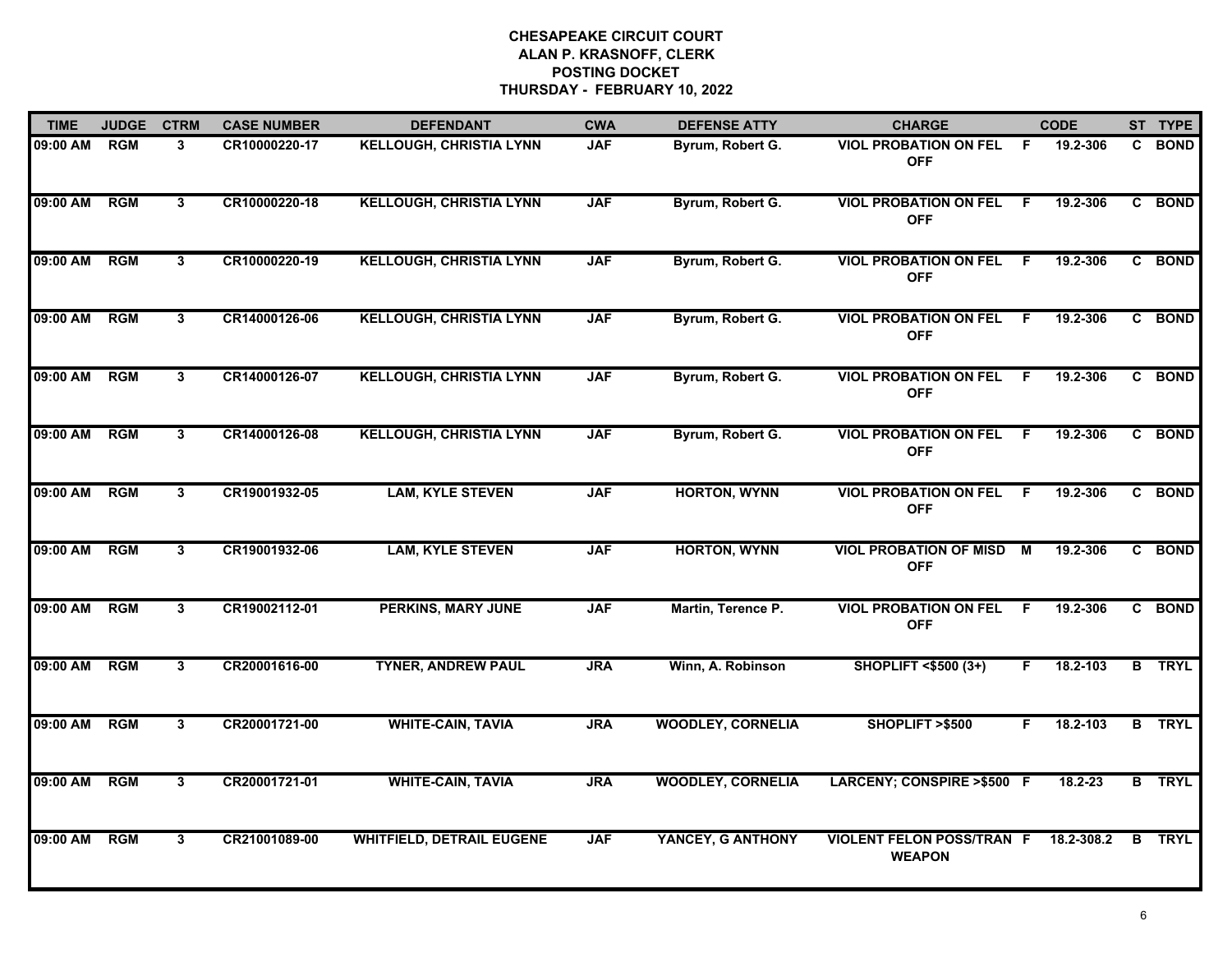**CHESAPEAKE CIRCUIT COURT**
**ALAN P. KRASNOFF, CLERK**
**POSTING DOCKET**
**THURSDAY - FEBRUARY 10, 2022**

| TIME | JUDGE | CTRM | CASE NUMBER | DEFENDANT | CWA | DEFENSE ATTY | CHARGE | | CODE | ST | TYPE |
|---|---|---|---|---|---|---|---|---|---|---|---|
| 09:00 AM | RGM | 3 | CR10000220-17 | KELLOUGH, CHRISTIA LYNN | JAF | Byrum, Robert G. | VIOL PROBATION ON FEL OFF | F | 19.2-306 | C | BOND |
| 09:00 AM | RGM | 3 | CR10000220-18 | KELLOUGH, CHRISTIA LYNN | JAF | Byrum, Robert G. | VIOL PROBATION ON FEL OFF | F | 19.2-306 | C | BOND |
| 09:00 AM | RGM | 3 | CR10000220-19 | KELLOUGH, CHRISTIA LYNN | JAF | Byrum, Robert G. | VIOL PROBATION ON FEL OFF | F | 19.2-306 | C | BOND |
| 09:00 AM | RGM | 3 | CR14000126-06 | KELLOUGH, CHRISTIA LYNN | JAF | Byrum, Robert G. | VIOL PROBATION ON FEL OFF | F | 19.2-306 | C | BOND |
| 09:00 AM | RGM | 3 | CR14000126-07 | KELLOUGH, CHRISTIA LYNN | JAF | Byrum, Robert G. | VIOL PROBATION ON FEL OFF | F | 19.2-306 | C | BOND |
| 09:00 AM | RGM | 3 | CR14000126-08 | KELLOUGH, CHRISTIA LYNN | JAF | Byrum, Robert G. | VIOL PROBATION ON FEL OFF | F | 19.2-306 | C | BOND |
| 09:00 AM | RGM | 3 | CR19001932-05 | LAM, KYLE STEVEN | JAF | HORTON, WYNN | VIOL PROBATION ON FEL OFF | F | 19.2-306 | C | BOND |
| 09:00 AM | RGM | 3 | CR19001932-06 | LAM, KYLE STEVEN | JAF | HORTON, WYNN | VIOL PROBATION OF MISD OFF | M | 19.2-306 | C | BOND |
| 09:00 AM | RGM | 3 | CR19002112-01 | PERKINS, MARY JUNE | JAF | Martin, Terence P. | VIOL PROBATION ON FEL OFF | F | 19.2-306 | C | BOND |
| 09:00 AM | RGM | 3 | CR20001616-00 | TYNER, ANDREW PAUL | JRA | Winn, A. Robinson | SHOPLIFT <$500 (3+) | F | 18.2-103 | B | TRYL |
| 09:00 AM | RGM | 3 | CR20001721-00 | WHITE-CAIN, TAVIA | JRA | WOODLEY, CORNELIA | SHOPLIFT >$500 | F | 18.2-103 | B | TRYL |
| 09:00 AM | RGM | 3 | CR20001721-01 | WHITE-CAIN, TAVIA | JRA | WOODLEY, CORNELIA | LARCENY; CONSPIRE >$500 | F | 18.2-23 | B | TRYL |
| 09:00 AM | RGM | 3 | CR21001089-00 | WHITFIELD, DETRAIL EUGENE | JAF | YANCEY, G ANTHONY | VIOLENT FELON POSS/TRAN WEAPON | F | 18.2-308.2 | B | TRYL |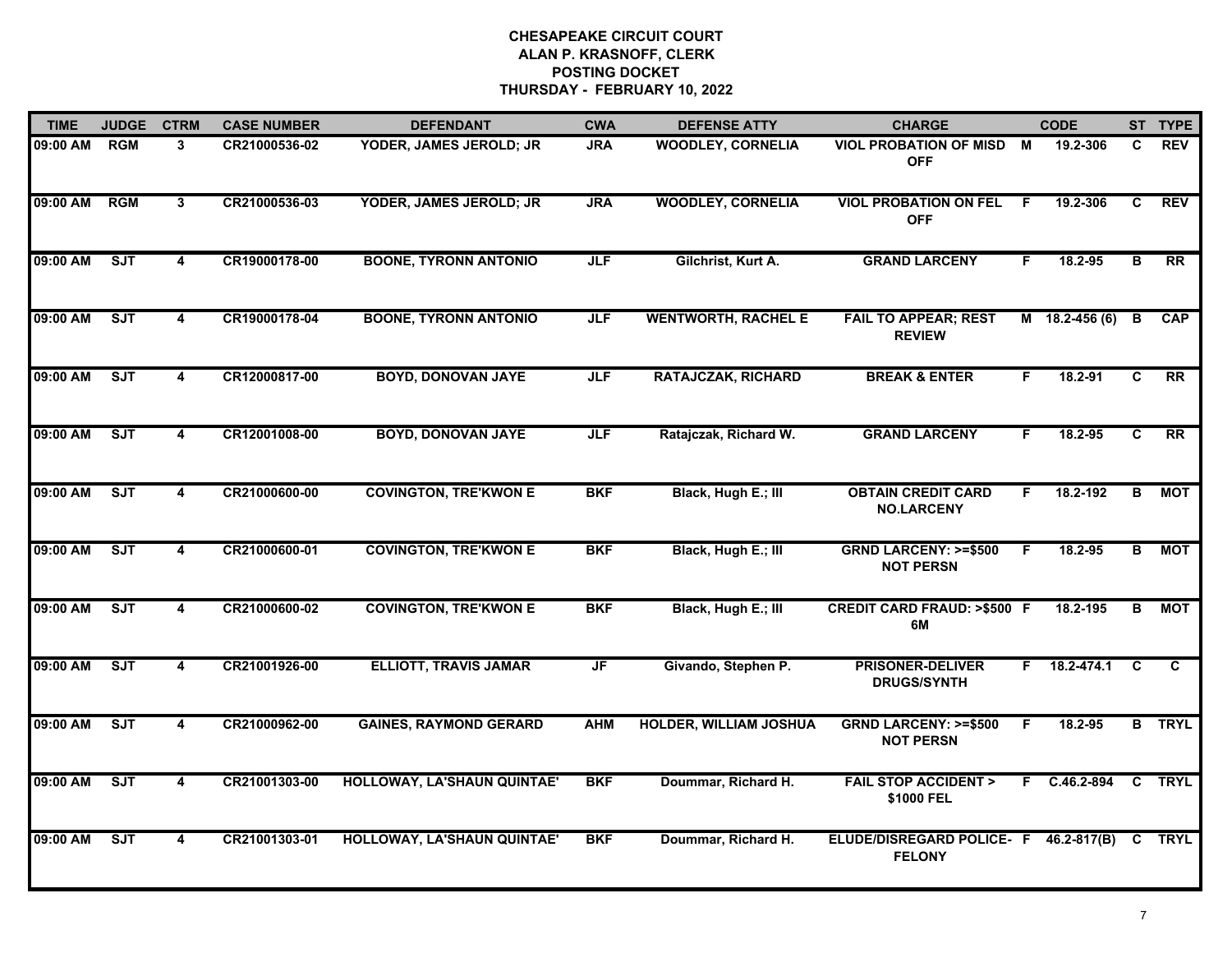# CHESAPEAKE CIRCUIT COURT
## ALAN P. KRASNOFF, CLERK
## POSTING DOCKET
## THURSDAY - FEBRUARY 10, 2022

| TIME | JUDGE | CTRM | CASE NUMBER | DEFENDANT | CWA | DEFENSE ATTY | CHARGE | | CODE | ST | TYPE |
|---|---|---|---|---|---|---|---|---|---|---|---|
| 09:00 AM | RGM | 3 | CR21000536-02 | YODER, JAMES JEROLD; JR | JRA | WOODLEY, CORNELIA | VIOL PROBATION OF MISD OFF | M | 19.2-306 | C | REV |
| 09:00 AM | RGM | 3 | CR21000536-03 | YODER, JAMES JEROLD; JR | JRA | WOODLEY, CORNELIA | VIOL PROBATION ON FEL OFF | F | 19.2-306 | C | REV |
| 09:00 AM | SJT | 4 | CR19000178-00 | BOONE, TYRONN ANTONIO | JLF | Gilchrist, Kurt A. | GRAND LARCENY | F | 18.2-95 | B | RR |
| 09:00 AM | SJT | 4 | CR19000178-04 | BOONE, TYRONN ANTONIO | JLF | WENTWORTH, RACHEL E | FAIL TO APPEAR; REST REVIEW | M | 18.2-456 (6) | B | CAP |
| 09:00 AM | SJT | 4 | CR12000817-00 | BOYD, DONOVAN JAYE | JLF | RATAJCZAK, RICHARD | BREAK & ENTER | F | 18.2-91 | C | RR |
| 09:00 AM | SJT | 4 | CR12001008-00 | BOYD, DONOVAN JAYE | JLF | Ratajczak, Richard W. | GRAND LARCENY | F | 18.2-95 | C | RR |
| 09:00 AM | SJT | 4 | CR21000600-00 | COVINGTON, TRE'KWON E | BKF | Black, Hugh E.; III | OBTAIN CREDIT CARD NO.LARCENY | F | 18.2-192 | B | MOT |
| 09:00 AM | SJT | 4 | CR21000600-01 | COVINGTON, TRE'KWON E | BKF | Black, Hugh E.; III | GRND LARCENY: >=$500 NOT PERSN | F | 18.2-95 | B | MOT |
| 09:00 AM | SJT | 4 | CR21000600-02 | COVINGTON, TRE'KWON E | BKF | Black, Hugh E.; III | CREDIT CARD FRAUD: >$500 6M | F | 18.2-195 | B | MOT |
| 09:00 AM | SJT | 4 | CR21001926-00 | ELLIOTT, TRAVIS JAMAR | JF | Givando, Stephen P. | PRISONER-DELIVER DRUGS/SYNTH | F | 18.2-474.1 | C | C |
| 09:00 AM | SJT | 4 | CR21000962-00 | GAINES, RAYMOND GERARD | AHM | HOLDER, WILLIAM JOSHUA | GRND LARCENY: >=$500 NOT PERSN | F | 18.2-95 | B | TRYL |
| 09:00 AM | SJT | 4 | CR21001303-00 | HOLLOWAY, LA'SHAUN QUINTAE' | BKF | Doummar, Richard H. | FAIL STOP ACCIDENT > $1000 FEL | F | C.46.2-894 | C | TRYL |
| 09:00 AM | SJT | 4 | CR21001303-01 | HOLLOWAY, LA'SHAUN QUINTAE' | BKF | Doummar, Richard H. | ELUDE/DISREGARD POLICE-FELONY | F | 46.2-817(B) | C | TRYL |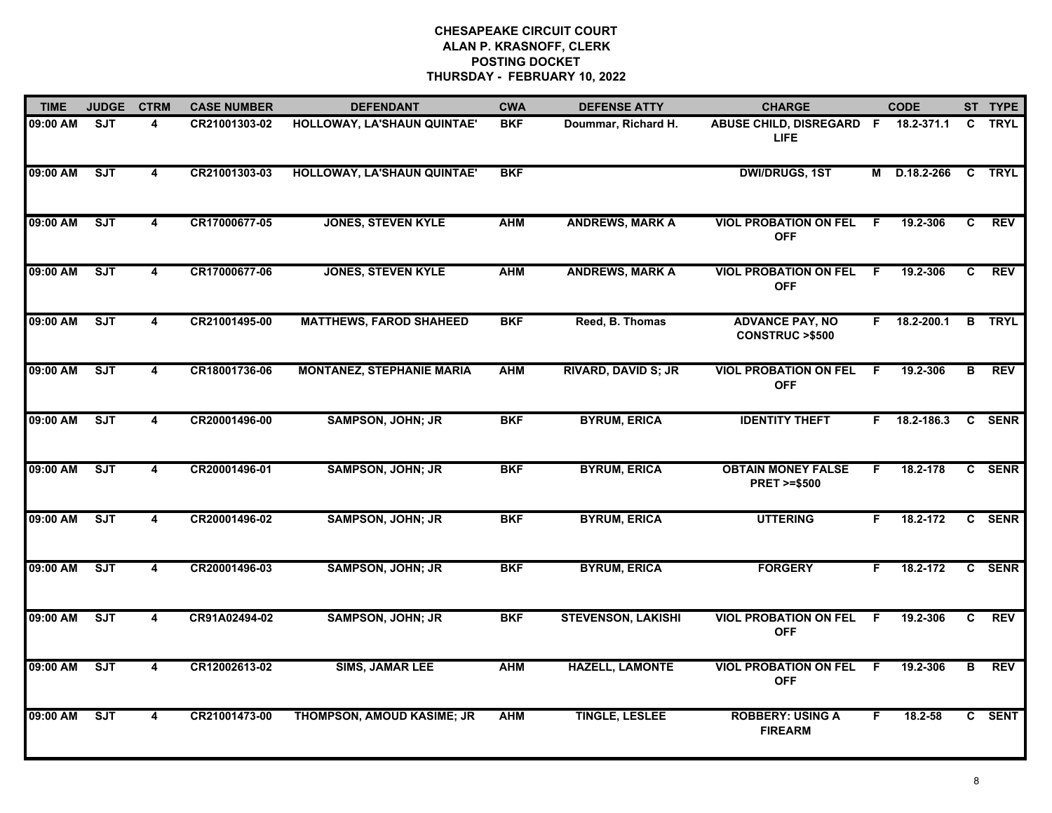**CHESAPEAKE CIRCUIT COURT**
**ALAN P. KRASNOFF, CLERK**
**POSTING DOCKET**
**THURSDAY - FEBRUARY 10, 2022**

| TIME | JUDGE | CTRM | CASE NUMBER | DEFENDANT | CWA | DEFENSE ATTY | CHARGE | | CODE | ST | TYPE |
|---|---|---|---|---|---|---|---|---|---|---|---|
| 09:00 AM | SJT | 4 | CR21001303-02 | HOLLOWAY, LA'SHAUN QUINTAE' | BKF | Doummar, Richard H. | ABUSE CHILD, DISREGARD LIFE | F | 18.2-371.1 | C | TRYL |
| 09:00 AM | SJT | 4 | CR21001303-03 | HOLLOWAY, LA'SHAUN QUINTAE' | BKF | | DWI/DRUGS, 1ST | M | D.18.2-266 | C | TRYL |
| 09:00 AM | SJT | 4 | CR17000677-05 | JONES, STEVEN KYLE | AHM | ANDREWS, MARK A | VIOL PROBATION ON FEL OFF | F | 19.2-306 | C | REV |
| 09:00 AM | SJT | 4 | CR17000677-06 | JONES, STEVEN KYLE | AHM | ANDREWS, MARK A | VIOL PROBATION ON FEL OFF | F | 19.2-306 | C | REV |
| 09:00 AM | SJT | 4 | CR21001495-00 | MATTHEWS, FAROD SHAHEED | BKF | Reed, B. Thomas | ADVANCE PAY, NO CONSTRUC >$500 | F | 18.2-200.1 | B | TRYL |
| 09:00 AM | SJT | 4 | CR18001736-06 | MONTANEZ, STEPHANIE MARIA | AHM | RIVARD, DAVID S; JR | VIOL PROBATION ON FEL OFF | F | 19.2-306 | B | REV |
| 09:00 AM | SJT | 4 | CR20001496-00 | SAMPSON, JOHN; JR | BKF | BYRUM, ERICA | IDENTITY THEFT | F | 18.2-186.3 | C | SENR |
| 09:00 AM | SJT | 4 | CR20001496-01 | SAMPSON, JOHN; JR | BKF | BYRUM, ERICA | OBTAIN MONEY FALSE PRET >=$500 | F | 18.2-178 | C | SENR |
| 09:00 AM | SJT | 4 | CR20001496-02 | SAMPSON, JOHN; JR | BKF | BYRUM, ERICA | UTTERING | F | 18.2-172 | C | SENR |
| 09:00 AM | SJT | 4 | CR20001496-03 | SAMPSON, JOHN; JR | BKF | BYRUM, ERICA | FORGERY | F | 18.2-172 | C | SENR |
| 09:00 AM | SJT | 4 | CR91A02494-02 | SAMPSON, JOHN; JR | BKF | STEVENSON, LAKISHI | VIOL PROBATION ON FEL OFF | F | 19.2-306 | C | REV |
| 09:00 AM | SJT | 4 | CR12002613-02 | SIMS, JAMAR LEE | AHM | HAZELL, LAMONTE | VIOL PROBATION ON FEL OFF | F | 19.2-306 | B | REV |
| 09:00 AM | SJT | 4 | CR21001473-00 | THOMPSON, AMOUD KASIME; JR | AHM | TINGLE, LESLEE | ROBBERY: USING A FIREARM | F | 18.2-58 | C | SENT |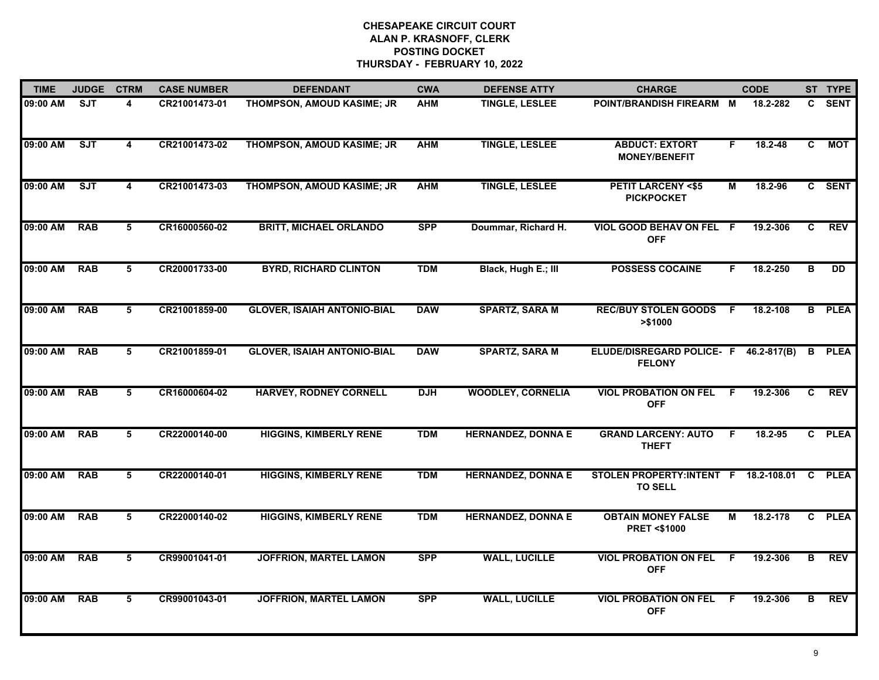# CHESAPEAKE CIRCUIT COURT
## ALAN P. KRASNOFF, CLERK
## POSTING DOCKET
## THURSDAY - FEBRUARY 10, 2022

| TIME | JUDGE | CTRM | CASE NUMBER | DEFENDANT | CWA | DEFENSE ATTY | CHARGE | | CODE | ST | TYPE |
|---|---|---|---|---|---|---|---|---|---|---|---|
| 09:00 AM | SJT | 4 | CR21001473-01 | THOMPSON, AMOUD KASIME; JR | AHM | TINGLE, LESLEE | POINT/BRANDISH FIREARM | M | 18.2-282 | C | SENT |
| 09:00 AM | SJT | 4 | CR21001473-02 | THOMPSON, AMOUD KASIME; JR | AHM | TINGLE, LESLEE | ABDUCT: EXTORT MONEY/BENEFIT | F | 18.2-48 | C | MOT |
| 09:00 AM | SJT | 4 | CR21001473-03 | THOMPSON, AMOUD KASIME; JR | AHM | TINGLE, LESLEE | PETIT LARCENY <$5 PICKPOCKET | M | 18.2-96 | C | SENT |
| 09:00 AM | RAB | 5 | CR16000560-02 | BRITT, MICHAEL ORLANDO | SPP | Doummar, Richard H. | VIOL GOOD BEHAV ON FEL OFF | F | 19.2-306 | C | REV |
| 09:00 AM | RAB | 5 | CR20001733-00 | BYRD, RICHARD CLINTON | TDM | Black, Hugh E.; III | POSSESS COCAINE | F | 18.2-250 | B | DD |
| 09:00 AM | RAB | 5 | CR21001859-00 | GLOVER, ISAIAH ANTONIO-BIAL | DAW | SPARTZ, SARA M | REC/BUY STOLEN GOODS >$1000 | F | 18.2-108 | B | PLEA |
| 09:00 AM | RAB | 5 | CR21001859-01 | GLOVER, ISAIAH ANTONIO-BIAL | DAW | SPARTZ, SARA M | ELUDE/DISREGARD POLICE- FELONY | F | 46.2-817(B) | B | PLEA |
| 09:00 AM | RAB | 5 | CR16000604-02 | HARVEY, RODNEY CORNELL | DJH | WOODLEY, CORNELIA | VIOL PROBATION ON FEL OFF | F | 19.2-306 | C | REV |
| 09:00 AM | RAB | 5 | CR22000140-00 | HIGGINS, KIMBERLY RENE | TDM | HERNANDEZ, DONNA E | GRAND LARCENY: AUTO THEFT | F | 18.2-95 | C | PLEA |
| 09:00 AM | RAB | 5 | CR22000140-01 | HIGGINS, KIMBERLY RENE | TDM | HERNANDEZ, DONNA E | STOLEN PROPERTY:INTENT TO SELL | F | 18.2-108.01 | C | PLEA |
| 09:00 AM | RAB | 5 | CR22000140-02 | HIGGINS, KIMBERLY RENE | TDM | HERNANDEZ, DONNA E | OBTAIN MONEY FALSE PRET <$1000 | M | 18.2-178 | C | PLEA |
| 09:00 AM | RAB | 5 | CR99001041-01 | JOFFRION, MARTEL LAMON | SPP | WALL, LUCILLE | VIOL PROBATION ON FEL OFF | F | 19.2-306 | B | REV |
| 09:00 AM | RAB | 5 | CR99001043-01 | JOFFRION, MARTEL LAMON | SPP | WALL, LUCILLE | VIOL PROBATION ON FEL OFF | F | 19.2-306 | B | REV |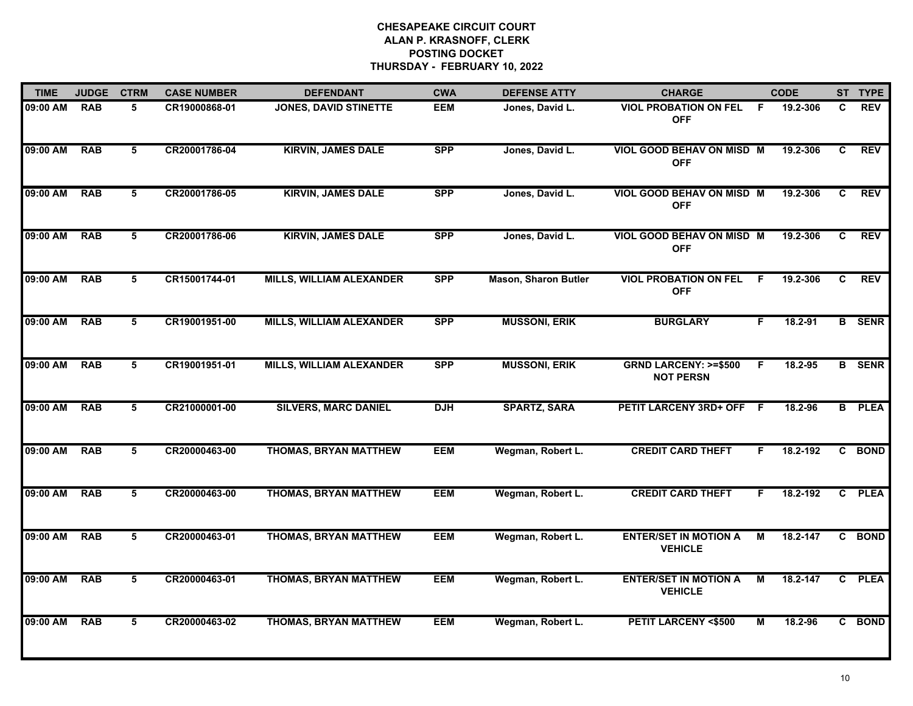**CHESAPEAKE CIRCUIT COURT**
**ALAN P. KRASNOFF, CLERK**
**POSTING DOCKET**
**THURSDAY - FEBRUARY 10, 2022**

| TIME | JUDGE | CTRM | CASE NUMBER | DEFENDANT | CWA | DEFENSE ATTY | CHARGE | | CODE | ST | TYPE |
|---|---|---|---|---|---|---|---|---|---|---|---|
| 09:00 AM | RAB | 5 | CR19000868-01 | JONES, DAVID STINETTE | EEM | Jones, David L. | VIOL PROBATION ON FEL OFF | F | 19.2-306 | C | REV |
| 09:00 AM | RAB | 5 | CR20001786-04 | KIRVIN, JAMES DALE | SPP | Jones, David L. | VIOL GOOD BEHAV ON MISD OFF | M | 19.2-306 | C | REV |
| 09:00 AM | RAB | 5 | CR20001786-05 | KIRVIN, JAMES DALE | SPP | Jones, David L. | VIOL GOOD BEHAV ON MISD OFF | M | 19.2-306 | C | REV |
| 09:00 AM | RAB | 5 | CR20001786-06 | KIRVIN, JAMES DALE | SPP | Jones, David L. | VIOL GOOD BEHAV ON MISD OFF | M | 19.2-306 | C | REV |
| 09:00 AM | RAB | 5 | CR15001744-01 | MILLS, WILLIAM ALEXANDER | SPP | Mason, Sharon Butler | VIOL PROBATION ON FEL OFF | F | 19.2-306 | C | REV |
| 09:00 AM | RAB | 5 | CR19001951-00 | MILLS, WILLIAM ALEXANDER | SPP | MUSSONI, ERIK | BURGLARY | F | 18.2-91 | B | SENR |
| 09:00 AM | RAB | 5 | CR19001951-01 | MILLS, WILLIAM ALEXANDER | SPP | MUSSONI, ERIK | GRND LARCENY: >=$500 NOT PERSN | F | 18.2-95 | B | SENR |
| 09:00 AM | RAB | 5 | CR21000001-00 | SILVERS, MARC DANIEL | DJH | SPARTZ, SARA | PETIT LARCENY 3RD+ OFF | F | 18.2-96 | B | PLEA |
| 09:00 AM | RAB | 5 | CR20000463-00 | THOMAS, BRYAN MATTHEW | EEM | Wegman, Robert L. | CREDIT CARD THEFT | F | 18.2-192 | C | BOND |
| 09:00 AM | RAB | 5 | CR20000463-00 | THOMAS, BRYAN MATTHEW | EEM | Wegman, Robert L. | CREDIT CARD THEFT | F | 18.2-192 | C | PLEA |
| 09:00 AM | RAB | 5 | CR20000463-01 | THOMAS, BRYAN MATTHEW | EEM | Wegman, Robert L. | ENTER/SET IN MOTION A VEHICLE | M | 18.2-147 | C | BOND |
| 09:00 AM | RAB | 5 | CR20000463-01 | THOMAS, BRYAN MATTHEW | EEM | Wegman, Robert L. | ENTER/SET IN MOTION A VEHICLE | M | 18.2-147 | C | PLEA |
| 09:00 AM | RAB | 5 | CR20000463-02 | THOMAS, BRYAN MATTHEW | EEM | Wegman, Robert L. | PETIT LARCENY <$500 | M | 18.2-96 | C | BOND |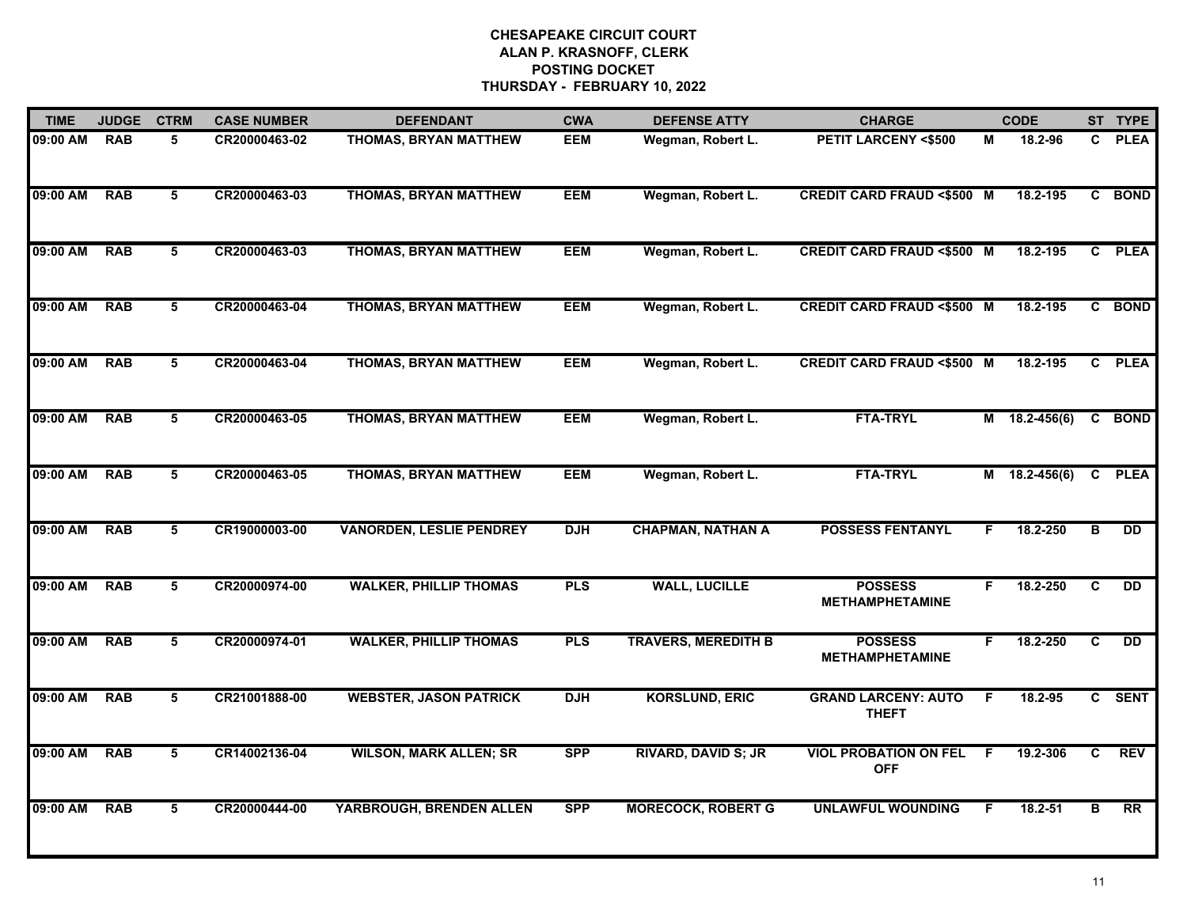**CHESAPEAKE CIRCUIT COURT**
**ALAN P. KRASNOFF, CLERK**
**POSTING DOCKET**
**THURSDAY - FEBRUARY 10, 2022**

| TIME | JUDGE | CTRM | CASE NUMBER | DEFENDANT | CWA | DEFENSE ATTY | CHARGE | | CODE | ST | TYPE |
|---|---|---|---|---|---|---|---|---|---|---|---|
| 09:00 AM | RAB | 5 | CR20000463-02 | THOMAS, BRYAN MATTHEW | EEM | Wegman, Robert L. | PETIT LARCENY <$500 | M | 18.2-96 | C | PLEA |
| 09:00 AM | RAB | 5 | CR20000463-03 | THOMAS, BRYAN MATTHEW | EEM | Wegman, Robert L. | CREDIT CARD FRAUD <$500 | M | 18.2-195 | C | BOND |
| 09:00 AM | RAB | 5 | CR20000463-03 | THOMAS, BRYAN MATTHEW | EEM | Wegman, Robert L. | CREDIT CARD FRAUD <$500 | M | 18.2-195 | C | PLEA |
| 09:00 AM | RAB | 5 | CR20000463-04 | THOMAS, BRYAN MATTHEW | EEM | Wegman, Robert L. | CREDIT CARD FRAUD <$500 | M | 18.2-195 | C | BOND |
| 09:00 AM | RAB | 5 | CR20000463-04 | THOMAS, BRYAN MATTHEW | EEM | Wegman, Robert L. | CREDIT CARD FRAUD <$500 | M | 18.2-195 | C | PLEA |
| 09:00 AM | RAB | 5 | CR20000463-05 | THOMAS, BRYAN MATTHEW | EEM | Wegman, Robert L. | FTA-TRYL | M | 18.2-456(6) | C | BOND |
| 09:00 AM | RAB | 5 | CR20000463-05 | THOMAS, BRYAN MATTHEW | EEM | Wegman, Robert L. | FTA-TRYL | M | 18.2-456(6) | C | PLEA |
| 09:00 AM | RAB | 5 | CR19000003-00 | VANORDEN, LESLIE PENDREY | DJH | CHAPMAN, NATHAN A | POSSESS FENTANYL | F | 18.2-250 | B | DD |
| 09:00 AM | RAB | 5 | CR20000974-00 | WALKER, PHILLIP THOMAS | PLS | WALL, LUCILLE | POSSESS METHAMPHETAMINE | F | 18.2-250 | C | DD |
| 09:00 AM | RAB | 5 | CR20000974-01 | WALKER, PHILLIP THOMAS | PLS | TRAVERS, MEREDITH B | POSSESS METHAMPHETAMINE | F | 18.2-250 | C | DD |
| 09:00 AM | RAB | 5 | CR21001888-00 | WEBSTER, JASON PATRICK | DJH | KORSLUND, ERIC | GRAND LARCENY: AUTO THEFT | F | 18.2-95 | C | SENT |
| 09:00 AM | RAB | 5 | CR14002136-04 | WILSON, MARK ALLEN; SR | SPP | RIVARD, DAVID S; JR | VIOL PROBATION ON FEL OFF | F | 19.2-306 | C | REV |
| 09:00 AM | RAB | 5 | CR20000444-00 | YARBROUGH, BRENDEN ALLEN | SPP | MORECOCK, ROBERT G | UNLAWFUL WOUNDING | F | 18.2-51 | B | RR |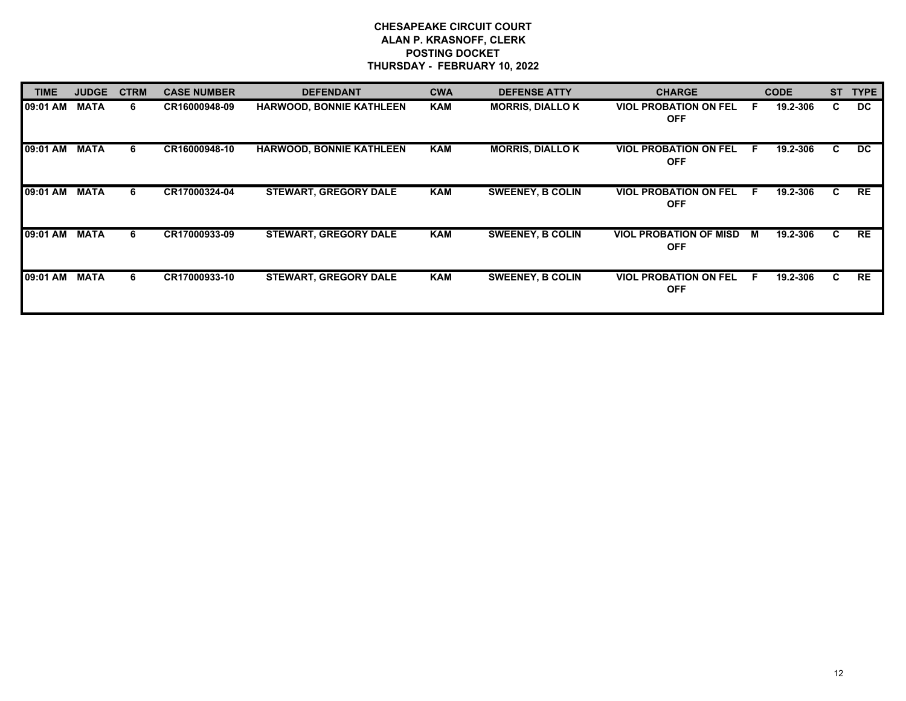**CHESAPEAKE CIRCUIT COURT**
**ALAN P. KRASNOFF, CLERK**
**POSTING DOCKET**
**THURSDAY - FEBRUARY 10, 2022**

| TIME | JUDGE | CTRM | CASE NUMBER | DEFENDANT | CWA | DEFENSE ATTY | CHARGE | | CODE | ST | TYPE |
|---|---|---|---|---|---|---|---|---|---|---|---|
| 09:01 AM | MATA | 6 | CR16000948-09 | HARWOOD, BONNIE KATHLEEN | KAM | MORRIS, DIALLO K | VIOL PROBATION ON FEL OFF | F | 19.2-306 | C | DC |
| 09:01 AM | MATA | 6 | CR16000948-10 | HARWOOD, BONNIE KATHLEEN | KAM | MORRIS, DIALLO K | VIOL PROBATION ON FEL OFF | F | 19.2-306 | C | DC |
| 09:01 AM | MATA | 6 | CR17000324-04 | STEWART, GREGORY DALE | KAM | SWEENEY, B COLIN | VIOL PROBATION ON FEL OFF | F | 19.2-306 | C | RE |
| 09:01 AM | MATA | 6 | CR17000933-09 | STEWART, GREGORY DALE | KAM | SWEENEY, B COLIN | VIOL PROBATION OF MISD OFF | M | 19.2-306 | C | RE |
| 09:01 AM | MATA | 6 | CR17000933-10 | STEWART, GREGORY DALE | KAM | SWEENEY, B COLIN | VIOL PROBATION ON FEL OFF | F | 19.2-306 | C | RE |